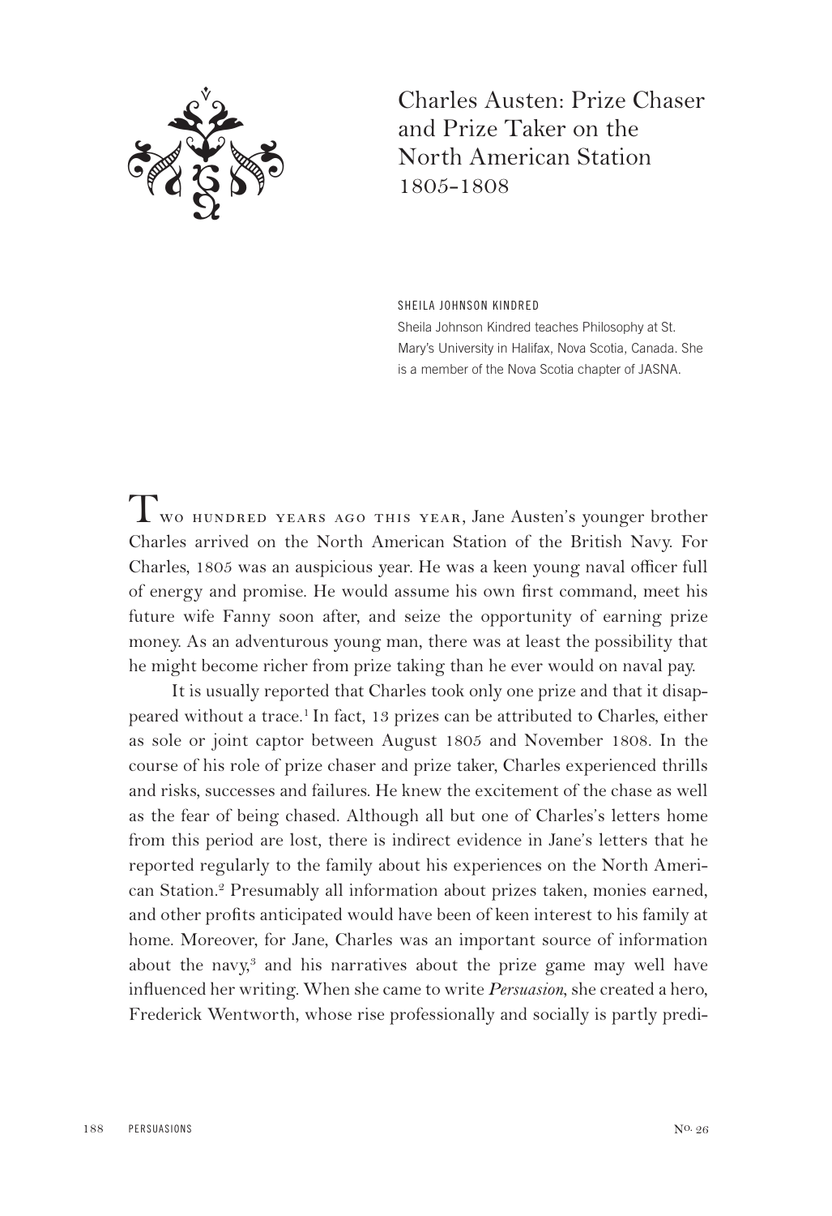# Charles Austen: Prize Chaser and Prize Taker on the North American Station 1805-1808

SHEILA JOHNSON KINDRED

Sheila Johnson Kindred teaches Philosophy at St. Mary's University in Halifax, Nova Scotia, Canada. She is a member of the Nova Scotia chapter of JASNA.

Two hundred years ago this year, Jane Austen's younger brother Charles arrived on the North American Station of the British Navy. For Charles, 1805 was an auspicious year. He was a keen young naval officer full of energy and promise. He would assume his own first command, meet his future wife Fanny soon after, and seize the opportunity of earning prize money. As an adventurous young man, there was at least the possibility that he might become richer from prize taking than he ever would on naval pay.

It is usually reported that Charles took only one prize and that it disappeared without a trace.[1] In fact, 13 prizes can be attributed to Charles, either as sole or joint captor between August 1805 and November 1808. In the course of his role of prize chaser and prize taker, Charles experienced thrills and risks, successes and failures. He knew the excitement of the chase as well as the fear of being chased. Although all but one of Charles's letters home from this period are lost, there is indirect evidence in Jane's letters that he reported regularly to the family about his experiences on the North American Station.[2] Presumably all information about prizes taken, monies earned, and other profits anticipated would have been of keen interest to his family at home. Moreover, for Jane, Charles was an important source of information about the navy,[3] and his narratives about the prize game may well have influenced her writing. When she came to write *Persuasion*, she created a hero, Frederick Wentworth, whose rise professionally and socially is partly predi-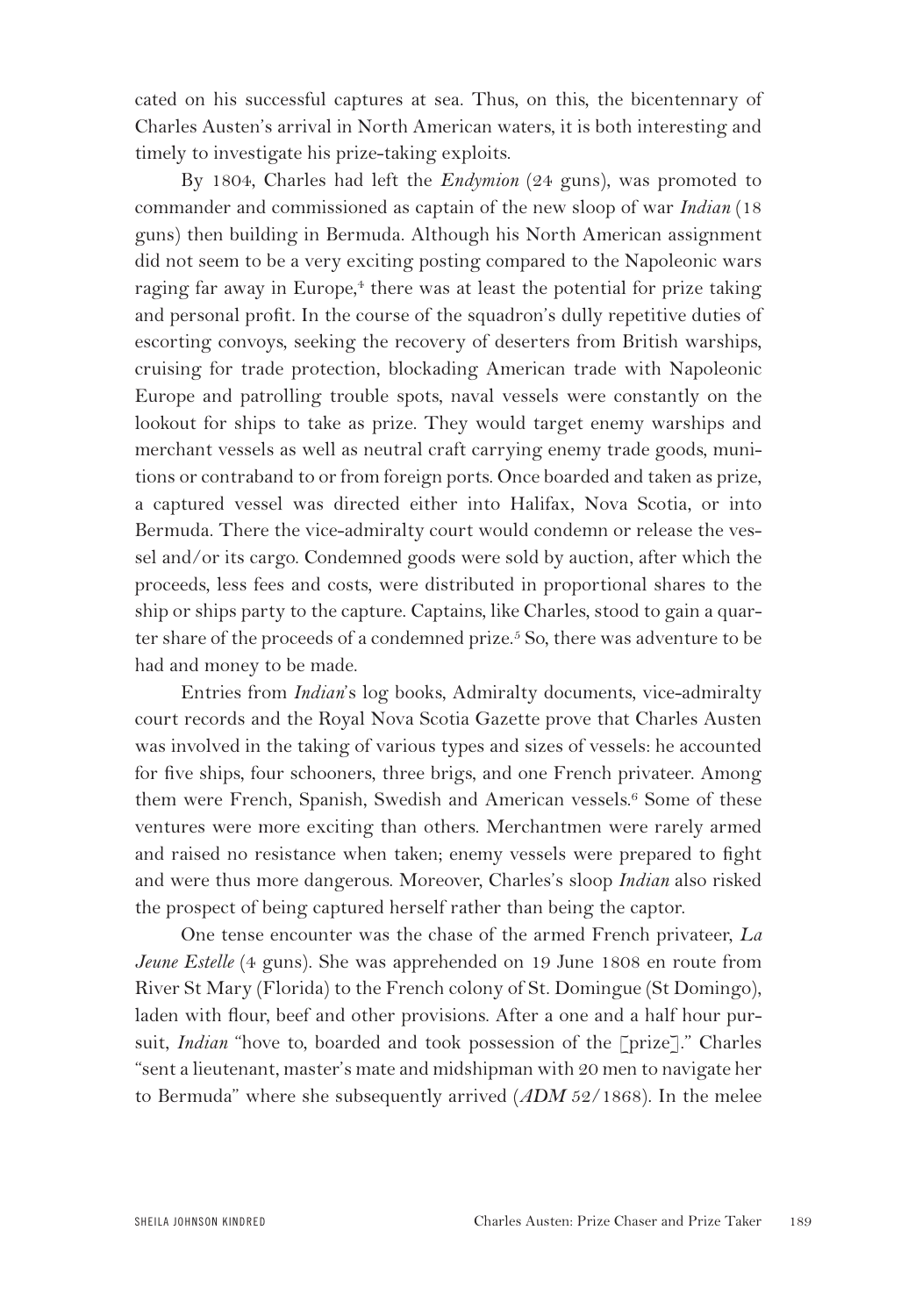cated on his successful captures at sea. Thus, on this, the bicentennary of Charles Austen's arrival in North American waters, it is both interesting and timely to investigate his prize-taking exploits.

By 1804, Charles had left the *Endymion* (24 guns), was promoted to commander and commissioned as captain of the new sloop of war *Indian* (18 guns) then building in Bermuda. Although his North American assignment did not seem to be a very exciting posting compared to the Napoleonic wars raging far away in Europe,[4] there was at least the potential for prize taking and personal profit. In the course of the squadron's dully repetitive duties of escorting convoys, seeking the recovery of deserters from British warships, cruising for trade protection, blockading American trade with Napoleonic Europe and patrolling trouble spots, naval vessels were constantly on the lookout for ships to take as prize. They would target enemy warships and merchant vessels as well as neutral craft carrying enemy trade goods, munitions or contraband to or from foreign ports. Once boarded and taken as prize, a captured vessel was directed either into Halifax, Nova Scotia, or into Bermuda. There the vice-admiralty court would condemn or release the vessel and/or its cargo. Condemned goods were sold by auction, after which the proceeds, less fees and costs, were distributed in proportional shares to the ship or ships party to the capture. Captains, like Charles, stood to gain a quarter share of the proceeds of a condemned prize.[5] So, there was adventure to be had and money to be made.

Entries from *Indian*'s log books, Admiralty documents, vice-admiralty court records and the Royal Nova Scotia Gazette prove that Charles Austen was involved in the taking of various types and sizes of vessels: he accounted for five ships, four schooners, three brigs, and one French privateer. Among them were French, Spanish, Swedish and American vessels.[6] Some of these ventures were more exciting than others. Merchantmen were rarely armed and raised no resistance when taken; enemy vessels were prepared to fight and were thus more dangerous. Moreover, Charles's sloop *Indian* also risked the prospect of being captured herself rather than being the captor.

One tense encounter was the chase of the armed French privateer, *La Jeune Estelle* (4 guns). She was apprehended on 19 June 1808 en route from River St Mary (Florida) to the French colony of St. Domingue (St Domingo), laden with flour, beef and other provisions. After a one and a half hour pursuit, *Indian* "hove to, boarded and took possession of the [prize]." Charles "sent a lieutenant, master's mate and midshipman with 20 men to navigate her to Bermuda" where she subsequently arrived (*ADM* 52/1868). In the melee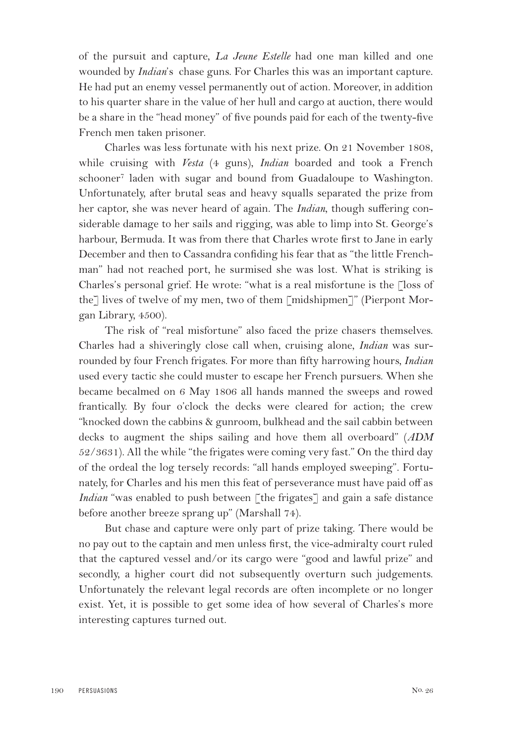of the pursuit and capture, *La Jeune Estelle* had one man killed and one wounded by *Indian*'s chase guns. For Charles this was an important capture. He had put an enemy vessel permanently out of action. Moreover, in addition to his quarter share in the value of her hull and cargo at auction, there would be a share in the "head money" of five pounds paid for each of the twenty-five French men taken prisoner.

Charles was less fortunate with his next prize. On 21 November 1808, while cruising with *Vesta* (4 guns), *Indian* boarded and took a French schooner[7] laden with sugar and bound from Guadaloupe to Washington. Unfortunately, after brutal seas and heavy squalls separated the prize from her captor, she was never heard of again. The *Indian*, though suffering considerable damage to her sails and rigging, was able to limp into St. George's harbour, Bermuda. It was from there that Charles wrote first to Jane in early December and then to Cassandra confiding his fear that as "the little Frenchman" had not reached port, he surmised she was lost. What is striking is Charles's personal grief. He wrote: "what is a real misfortune is the [loss of the] lives of twelve of my men, two of them [midshipmen]" (Pierpont Morgan Library, 4500).

The risk of "real misfortune" also faced the prize chasers themselves. Charles had a shiveringly close call when, cruising alone, *Indian* was surrounded by four French frigates. For more than fifty harrowing hours, *Indian* used every tactic she could muster to escape her French pursuers. When she became becalmed on 6 May 1806 all hands manned the sweeps and rowed frantically. By four o'clock the decks were cleared for action; the crew "knocked down the cabbins & gunroom, bulkhead and the sail cabbin between decks to augment the ships sailing and hove them all overboard" (*ADM* 52/3631). All the while "the frigates were coming very fast." On the third day of the ordeal the log tersely records: "all hands employed sweeping". Fortunately, for Charles and his men this feat of perseverance must have paid off as *Indian* "was enabled to push between [the frigates] and gain a safe distance before another breeze sprang up" (Marshall 74).

But chase and capture were only part of prize taking. There would be no pay out to the captain and men unless first, the vice-admiralty court ruled that the captured vessel and/or its cargo were "good and lawful prize" and secondly, a higher court did not subsequently overturn such judgements. Unfortunately the relevant legal records are often incomplete or no longer exist. Yet, it is possible to get some idea of how several of Charles's more interesting captures turned out.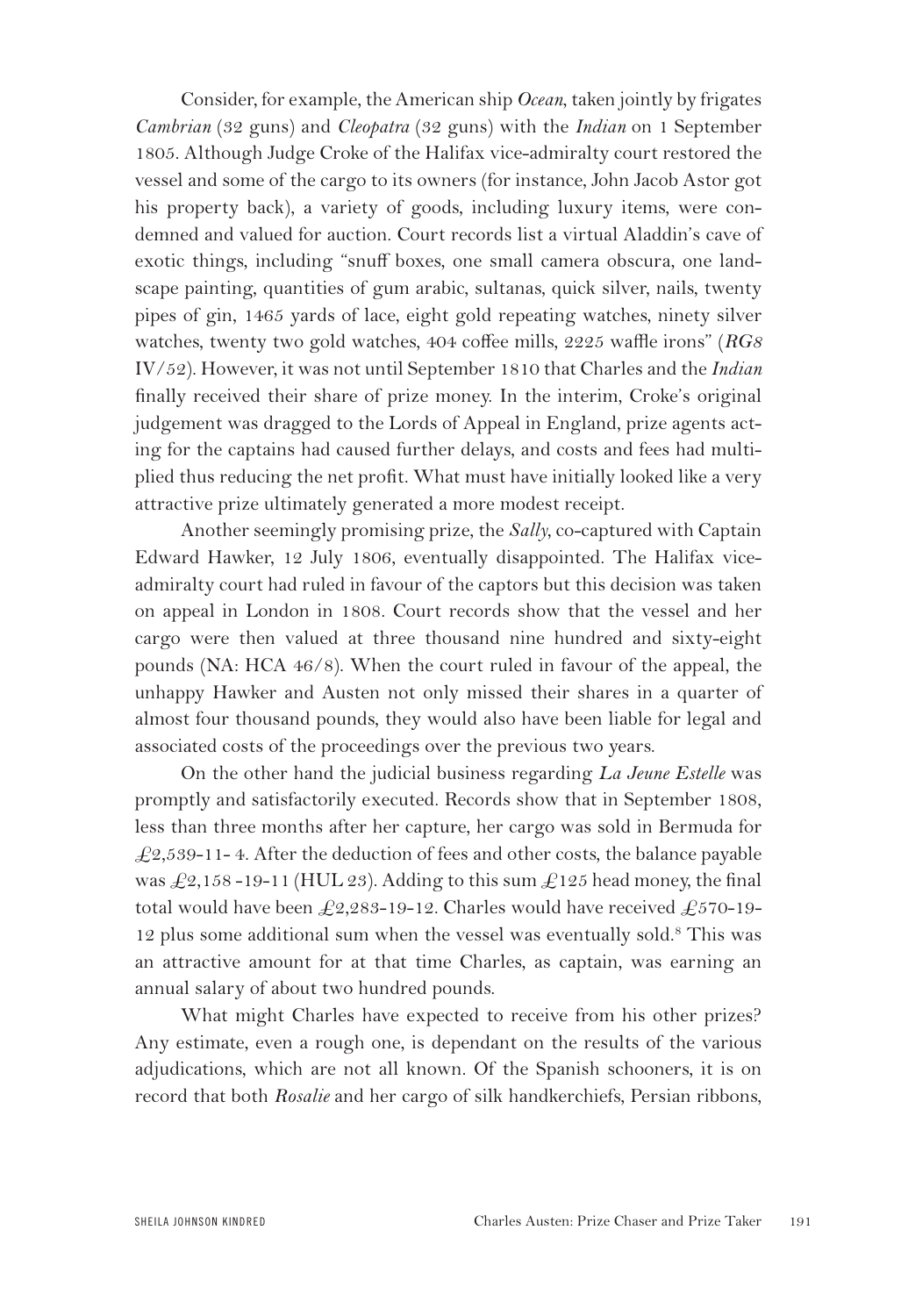Consider, for example, the American ship *Ocean*, taken jointly by frigates *Cambrian* (32 guns) and *Cleopatra* (32 guns) with the *Indian* on 1 September 1805. Although Judge Croke of the Halifax vice-admiralty court restored the vessel and some of the cargo to its owners (for instance, John Jacob Astor got his property back), a variety of goods, including luxury items, were condemned and valued for auction. Court records list a virtual Aladdin's cave of exotic things, including "snuff boxes, one small camera obscura, one landscape painting, quantities of gum arabic, sultanas, quick silver, nails, twenty pipes of gin, 1465 yards of lace, eight gold repeating watches, ninety silver watches, twenty two gold watches, 404 coffee mills, 2225 waffle irons" (*RG8* IV/52). However, it was not until September 1810 that Charles and the *Indian* finally received their share of prize money. In the interim, Croke's original judgement was dragged to the Lords of Appeal in England, prize agents acting for the captains had caused further delays, and costs and fees had multiplied thus reducing the net profit. What must have initially looked like a very attractive prize ultimately generated a more modest receipt.

Another seemingly promising prize, the *Sally*, co-captured with Captain Edward Hawker, 12 July 1806, eventually disappointed. The Halifax vice-admiralty court had ruled in favour of the captors but this decision was taken on appeal in London in 1808. Court records show that the vessel and her cargo were then valued at three thousand nine hundred and sixty-eight pounds (NA: HCA 46/8). When the court ruled in favour of the appeal, the unhappy Hawker and Austen not only missed their shares in a quarter of almost four thousand pounds, they would also have been liable for legal and associated costs of the proceedings over the previous two years.

On the other hand the judicial business regarding *La Jeune Estelle* was promptly and satisfactorily executed. Records show that in September 1808, less than three months after her capture, her cargo was sold in Bermuda for £2,539-11- 4. After the deduction of fees and other costs, the balance payable was £2,158 -19-11 (HUL 23). Adding to this sum £125 head money, the final total would have been £2,283-19-12. Charles would have received £570-19-12 plus some additional sum when the vessel was eventually sold.[8] This was an attractive amount for at that time Charles, as captain, was earning an annual salary of about two hundred pounds.

What might Charles have expected to receive from his other prizes? Any estimate, even a rough one, is dependant on the results of the various adjudications, which are not all known. Of the Spanish schooners, it is on record that both *Rosalie* and her cargo of silk handkerchiefs, Persian ribbons,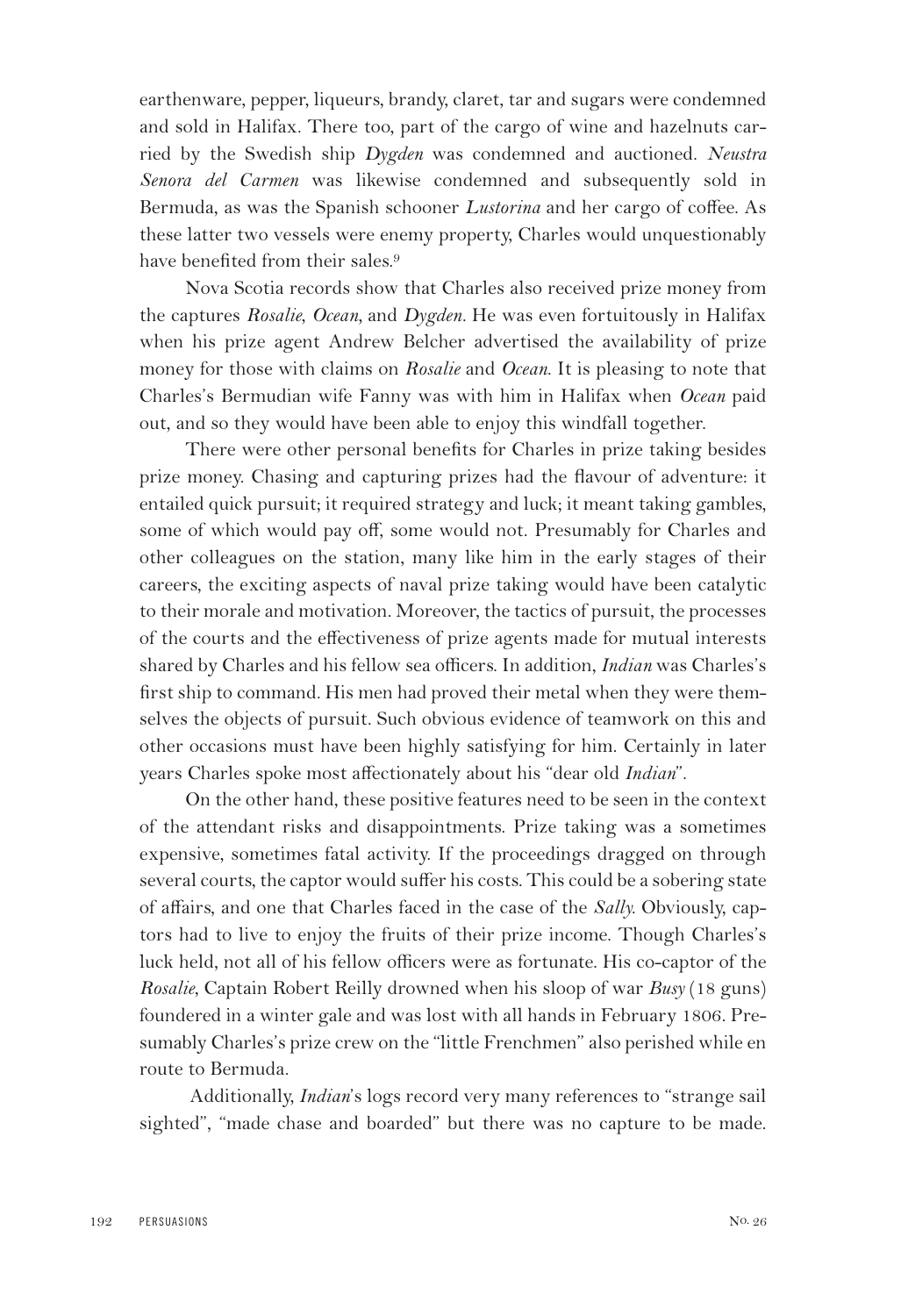earthenware, pepper, liqueurs, brandy, claret, tar and sugars were condemned and sold in Halifax. There too, part of the cargo of wine and hazelnuts carried by the Swedish ship *Dygden* was condemned and auctioned. *Neustra Senora del Carmen* was likewise condemned and subsequently sold in Bermuda, as was the Spanish schooner *Lustorina* and her cargo of coffee. As these latter two vessels were enemy property, Charles would unquestionably have benefited from their sales.[9]

Nova Scotia records show that Charles also received prize money from the captures *Rosalie*, *Ocean*, and *Dygden*. He was even fortuitously in Halifax when his prize agent Andrew Belcher advertised the availability of prize money for those with claims on *Rosalie* and *Ocean*. It is pleasing to note that Charles's Bermudian wife Fanny was with him in Halifax when *Ocean* paid out, and so they would have been able to enjoy this windfall together.

There were other personal benefits for Charles in prize taking besides prize money. Chasing and capturing prizes had the flavour of adventure: it entailed quick pursuit; it required strategy and luck; it meant taking gambles, some of which would pay off, some would not. Presumably for Charles and other colleagues on the station, many like him in the early stages of their careers, the exciting aspects of naval prize taking would have been catalytic to their morale and motivation. Moreover, the tactics of pursuit, the processes of the courts and the effectiveness of prize agents made for mutual interests shared by Charles and his fellow sea officers. In addition, *Indian* was Charles's first ship to command. His men had proved their metal when they were themselves the objects of pursuit. Such obvious evidence of teamwork on this and other occasions must have been highly satisfying for him. Certainly in later years Charles spoke most affectionately about his "dear old *Indian*".

On the other hand, these positive features need to be seen in the context of the attendant risks and disappointments. Prize taking was a sometimes expensive, sometimes fatal activity. If the proceedings dragged on through several courts, the captor would suffer his costs. This could be a sobering state of affairs, and one that Charles faced in the case of the *Sally*. Obviously, captors had to live to enjoy the fruits of their prize income. Though Charles's luck held, not all of his fellow officers were as fortunate. His co-captor of the *Rosalie*, Captain Robert Reilly drowned when his sloop of war *Busy* (18 guns) foundered in a winter gale and was lost with all hands in February 1806. Presumably Charles's prize crew on the "little Frenchmen" also perished while en route to Bermuda.

Additionally, *Indian*'s logs record very many references to "strange sail sighted", "made chase and boarded" but there was no capture to be made.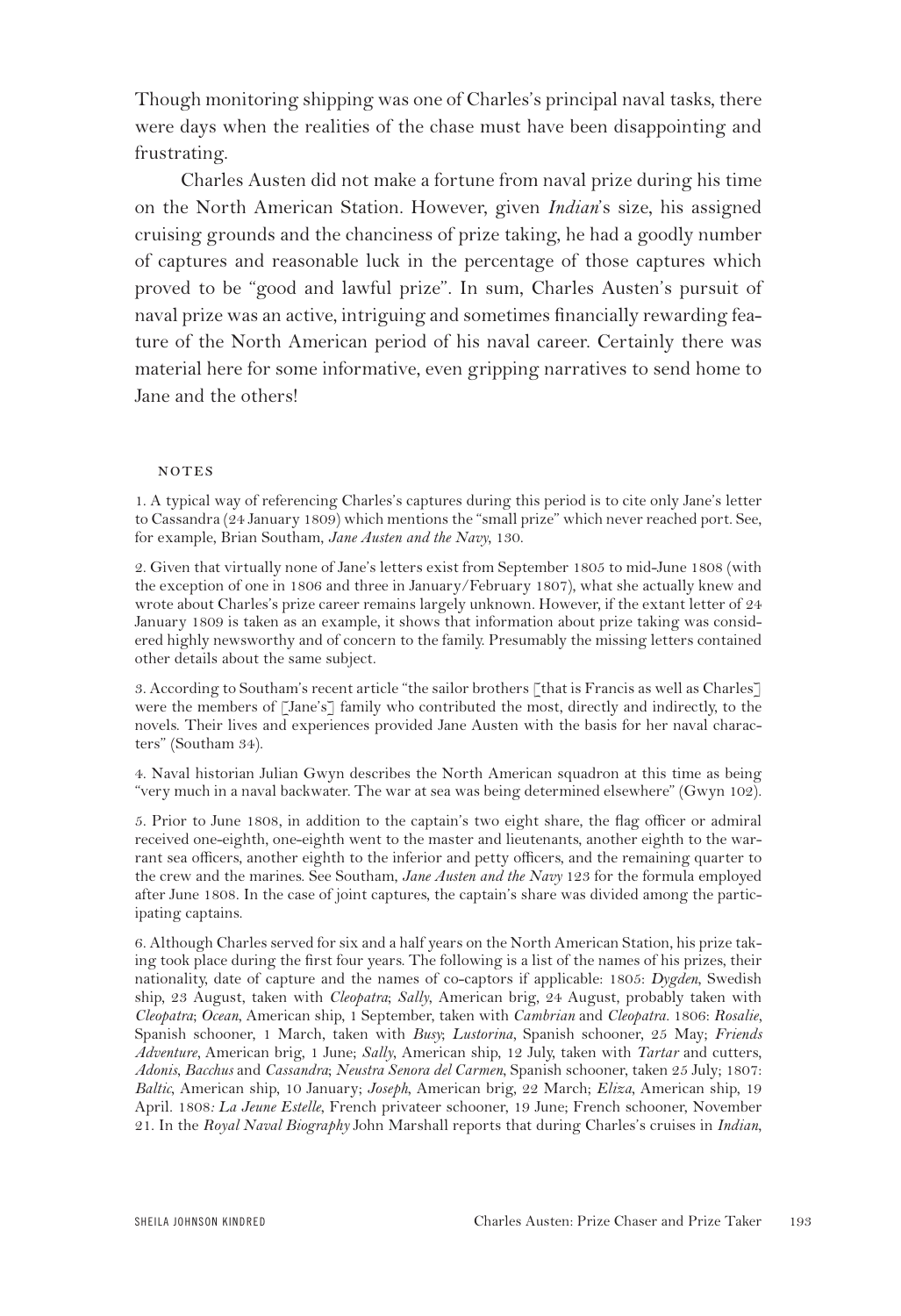Though monitoring shipping was one of Charles's principal naval tasks, there were days when the realities of the chase must have been disappointing and frustrating.

Charles Austen did not make a fortune from naval prize during his time on the North American Station. However, given *Indian*'s size, his assigned cruising grounds and the chanciness of prize taking, he had a goodly number of captures and reasonable luck in the percentage of those captures which proved to be "good and lawful prize". In sum, Charles Austen's pursuit of naval prize was an active, intriguing and sometimes financially rewarding feature of the North American period of his naval career. Certainly there was material here for some informative, even gripping narratives to send home to Jane and the others!

## NOTES

1. A typical way of referencing Charles's captures during this period is to cite only Jane's letter to Cassandra (24 January 1809) which mentions the "small prize" which never reached port. See, for example, Brian Southam, *Jane Austen and the Navy*, 130.

2. Given that virtually none of Jane's letters exist from September 1805 to mid-June 1808 (with the exception of one in 1806 and three in January/February 1807), what she actually knew and wrote about Charles's prize career remains largely unknown. However, if the extant letter of 24 January 1809 is taken as an example, it shows that information about prize taking was considered highly newsworthy and of concern to the family. Presumably the missing letters contained other details about the same subject.

3. According to Southam's recent article "the sailor brothers [that is Francis as well as Charles] were the members of [Jane's] family who contributed the most, directly and indirectly, to the novels. Their lives and experiences provided Jane Austen with the basis for her naval characters" (Southam 34).

4. Naval historian Julian Gwyn describes the North American squadron at this time as being "very much in a naval backwater. The war at sea was being determined elsewhere" (Gwyn 102).

5. Prior to June 1808, in addition to the captain's two eight share, the flag officer or admiral received one-eighth, one-eighth went to the master and lieutenants, another eighth to the warrant sea officers, another eighth to the inferior and petty officers, and the remaining quarter to the crew and the marines. See Southam, *Jane Austen and the Navy* 123 for the formula employed after June 1808. In the case of joint captures, the captain's share was divided among the participating captains.

6. Although Charles served for six and a half years on the North American Station, his prize taking took place during the first four years. The following is a list of the names of his prizes, their nationality, date of capture and the names of co-captors if applicable: 1805: *Dygden*, Swedish ship, 23 August, taken with *Cleopatra*; *Sally*, American brig, 24 August, probably taken with *Cleopatra*; *Ocean*, American ship, 1 September, taken with *Cambrian* and *Cleopatra*. 1806: *Rosalie*, Spanish schooner, 1 March, taken with *Busy*; *Lustorina*, Spanish schooner, 25 May; *Friends Adventure*, American brig, 1 June; *Sally*, American ship, 12 July, taken with *Tartar* and cutters, *Adonis*, *Bacchus* and *Cassandra*; *Neustra Senora del Carmen*, Spanish schooner, taken 25 July; 1807: *Baltic*, American ship, 10 January; *Joseph*, American brig, 22 March; *Eliza*, American ship, 19 April. 1808: *La Jeune Estelle*, French privateer schooner, 19 June; French schooner, November 21. In the *Royal Naval Biography* John Marshall reports that during Charles's cruises in *Indian*,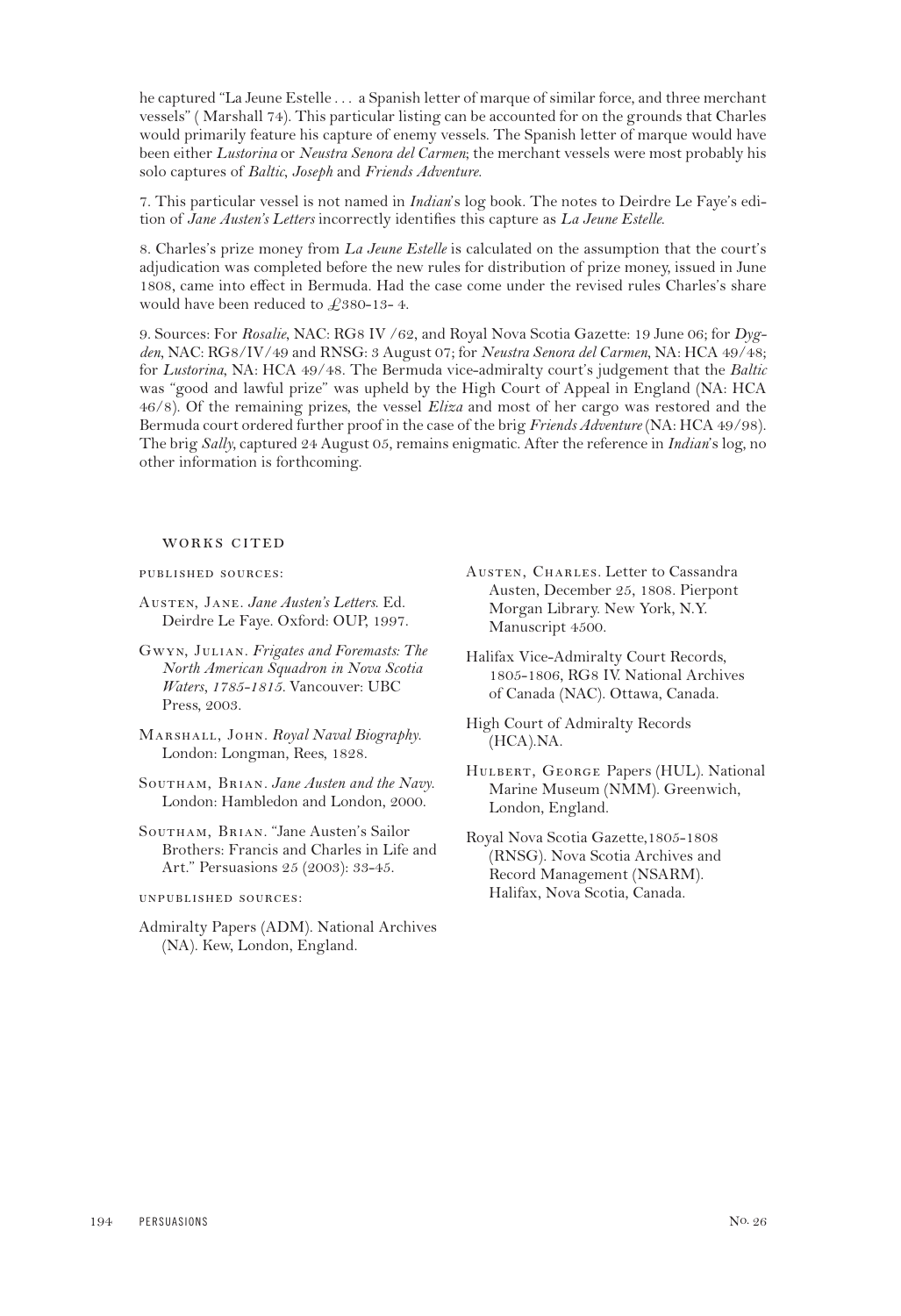he captured "La Jeune Estelle . . . a Spanish letter of marque of similar force, and three merchant vessels" ( Marshall 74). This particular listing can be accounted for on the grounds that Charles would primarily feature his capture of enemy vessels. The Spanish letter of marque would have been either *Lustorina* or *Neustra Senora del Carmen*; the merchant vessels were most probably his solo captures of *Baltic*, *Joseph* and *Friends Adventure*.

7. This particular vessel is not named in *Indian*'s log book. The notes to Deirdre Le Faye's edition of *Jane Austen's Letters* incorrectly identifies this capture as *La Jeune Estelle*.

8. Charles's prize money from *La Jeune Estelle* is calculated on the assumption that the court's adjudication was completed before the new rules for distribution of prize money, issued in June 1808, came into effect in Bermuda. Had the case come under the revised rules Charles's share would have been reduced to £380-13- 4.

9. Sources: For *Rosalie*, NAC: RG8 IV /62, and Royal Nova Scotia Gazette: 19 June 06; for *Dygden*, NAC: RG8/IV/49 and RNSG: 3 August 07; for *Neustra Senora del Carmen*, NA: HCA 49/48; for *Lustorina*, NA: HCA 49/48. The Bermuda vice-admiralty court's judgement that the *Baltic* was "good and lawful prize" was upheld by the High Court of Appeal in England (NA: HCA 46/8). Of the remaining prizes, the vessel *Eliza* and most of her cargo was restored and the Bermuda court ordered further proof in the case of the brig *Friends Adventure* (NA: HCA 49/98). The brig *Sally*, captured 24 August 05, remains enigmatic. After the reference in *Indian*'s log, no other information is forthcoming.

## Works Cited

### Published Sources:

Austen, Jane. *Jane Austen's Letters*. Ed. Deirdre Le Faye. Oxford: OUP, 1997.

Gwyn, Julian. *Frigates and Foremasts: The North American Squadron in Nova Scotia Waters, 1785-1815*. Vancouver: UBC Press, 2003.

Marshall, John. *Royal Naval Biography*. London: Longman, Rees, 1828.

Southam, Brian. *Jane Austen and the Navy*. London: Hambledon and London, 2000.

Southam, Brian. "Jane Austen's Sailor Brothers: Francis and Charles in Life and Art." Persuasions 25 (2003): 33-45.

### Unpublished Sources:

Admiralty Papers (ADM). National Archives (NA). Kew, London, England.

Austen, Charles. Letter to Cassandra Austen, December 25, 1808. Pierpont Morgan Library. New York, N.Y. Manuscript 4500.

Halifax Vice-Admiralty Court Records, 1805-1806, RG8 IV. National Archives of Canada (NAC). Ottawa, Canada.

High Court of Admiralty Records (HCA).NA.

Hulbert, George Papers (HUL). National Marine Museum (NMM). Greenwich, London, England.

Royal Nova Scotia Gazette,1805-1808 (RNSG). Nova Scotia Archives and Record Management (NSARM). Halifax, Nova Scotia, Canada.